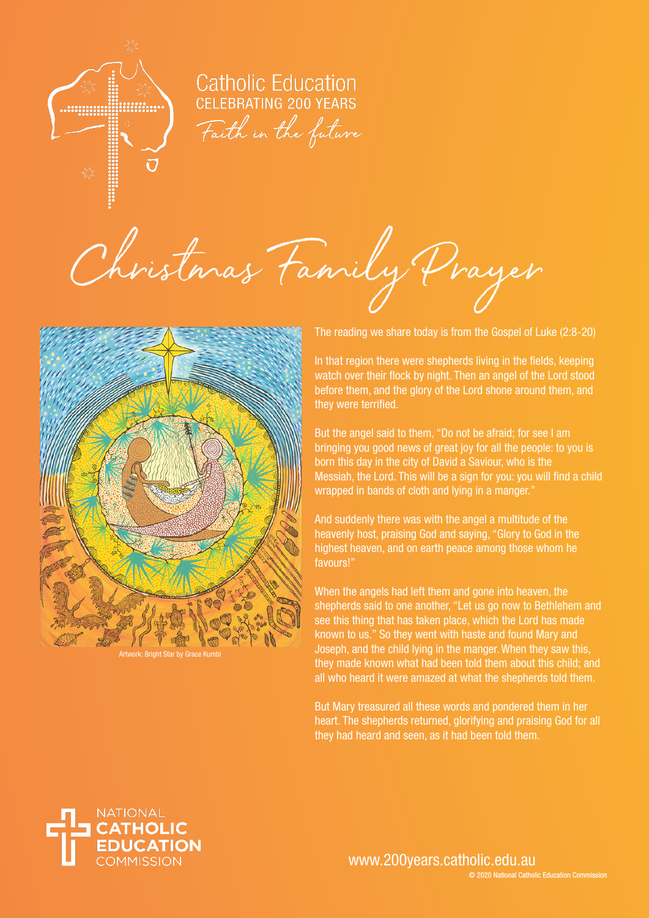Catholic Education
CELEBRATING 200 YEARS
*Faith in the future*

# Christmas Family Prayer

Artwork: Bright Star by Grace Kumbi

The reading we share today is from the Gospel of Luke (2:8-20)

In that region there were shepherds living in the fields, keeping watch over their flock by night. Then an angel of the Lord stood before them, and the glory of the Lord shone around them, and they were terrified.

But the angel said to them, "Do not be afraid; for see I am bringing you good news of great joy for all the people: to you is born this day in the city of David a Saviour, who is the Messiah, the Lord. This will be a sign for you: you will find a child wrapped in bands of cloth and lying in a manger."

And suddenly there was with the angel a multitude of the heavenly host, praising God and saying, "Glory to God in the highest heaven, and on earth peace among those whom he favours!"

When the angels had left them and gone into heaven, the shepherds said to one another, "Let us go now to Bethlehem and see this thing that has taken place, which the Lord has made known to us." So they went with haste and found Mary and Joseph, and the child lying in the manger. When they saw this, they made known what had been told them about this child; and all who heard it were amazed at what the shepherds told them.

But Mary treasured all these words and pondered them in her heart. The shepherds returned, glorifying and praising God for all they had heard and seen, as it had been told them.

NATIONAL CATHOLIC EDUCATION COMMISSION

www.200years.catholic.edu.au

© 2020 National Catholic Education Commission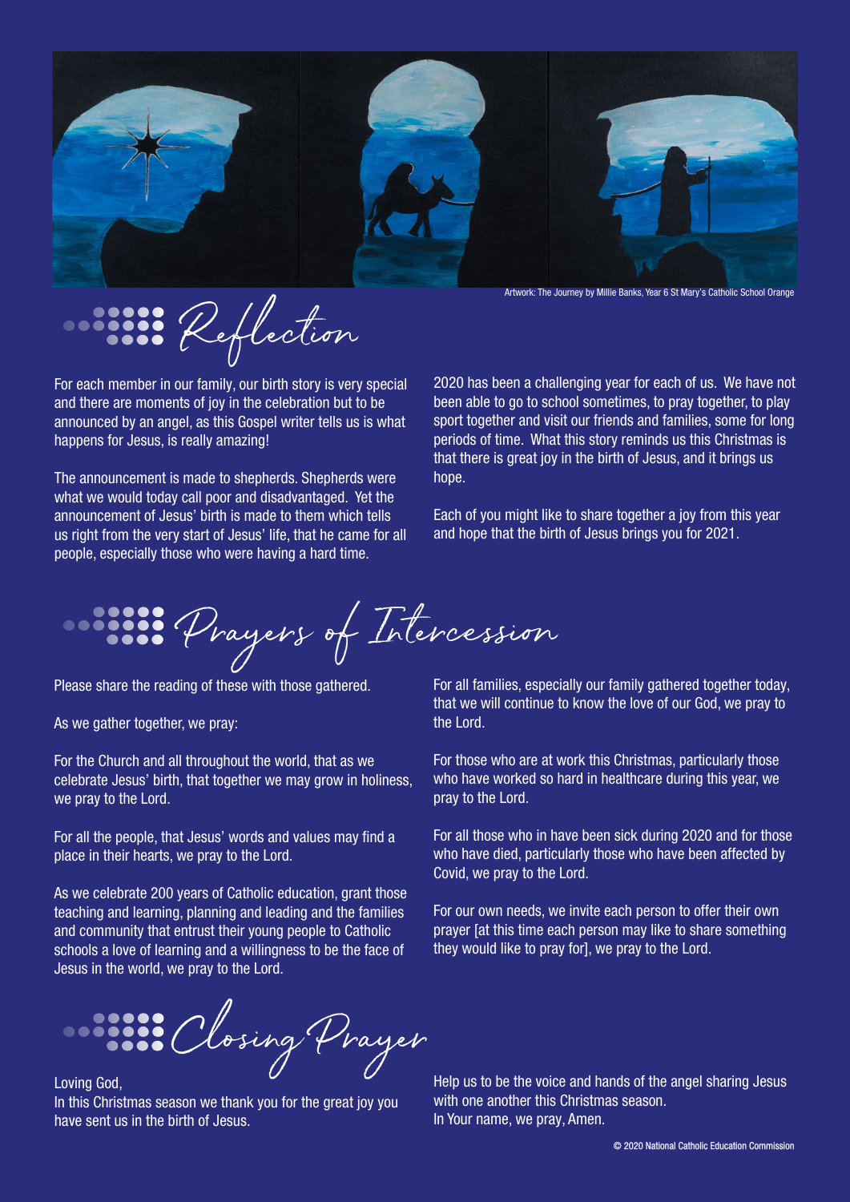Artwork: The Journey by Millie Banks, Year 6 St Mary's Catholic School Orange

## Reflection

For each member in our family, our birth story is very special and there are moments of joy in the celebration but to be announced by an angel, as this Gospel writer tells us is what happens for Jesus, is really amazing!

The announcement is made to shepherds. Shepherds were what we would today call poor and disadvantaged. Yet the announcement of Jesus' birth is made to them which tells us right from the very start of Jesus' life, that he came for all people, especially those who were having a hard time.

2020 has been a challenging year for each of us. We have not been able to go to school sometimes, to pray together, to play sport together and visit our friends and families, some for long periods of time. What this story reminds us this Christmas is that there is great joy in the birth of Jesus, and it brings us hope.

Each of you might like to share together a joy from this year and hope that the birth of Jesus brings you for 2021.

## Prayers of Intercession

Please share the reading of these with those gathered.

As we gather together, we pray:

For the Church and all throughout the world, that as we celebrate Jesus' birth, that together we may grow in holiness, we pray to the Lord.

For all the people, that Jesus' words and values may find a place in their hearts, we pray to the Lord.

As we celebrate 200 years of Catholic education, grant those teaching and learning, planning and leading and the families and community that entrust their young people to Catholic schools a love of learning and a willingness to be the face of Jesus in the world, we pray to the Lord.

For all families, especially our family gathered together today, that we will continue to know the love of our God, we pray to the Lord.

For those who are at work this Christmas, particularly those who have worked so hard in healthcare during this year, we pray to the Lord.

For all those who in have been sick during 2020 and for those who have died, particularly those who have been affected by Covid, we pray to the Lord.

For our own needs, we invite each person to offer their own prayer [at this time each person may like to share something they would like to pray for], we pray to the Lord.

## Closing Prayer

Loving God,
In this Christmas season we thank you for the great joy you have sent us in the birth of Jesus.

Help us to be the voice and hands of the angel sharing Jesus with one another this Christmas season.
In Your name, we pray, Amen.

© 2020 National Catholic Education Commission